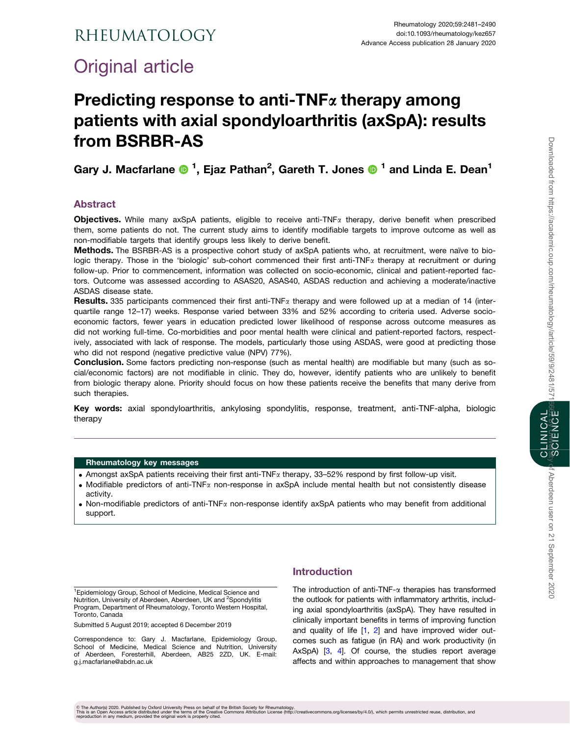# Original article

# Predicting response to anti-TNFα therapy among patients with axial spondyloarthritis (axSpA): results from BSRBR-AS

**Gary J. Macfarlane [1], Ejaz Pathan[2], Gareth T. Jones [1] and Linda E. Dean[1]**

## Abstract

**Objectives.** While many axSpA patients, eligible to receive anti-TNFα therapy, derive benefit when prescribed them, some patients do not. The current study aims to identify modifiable targets to improve outcome as well as non-modifiable targets that identify groups less likely to derive benefit.

**Methods.** The BSRBR-AS is a prospective cohort study of axSpA patients who, at recruitment, were naïve to biologic therapy. Those in the 'biologic' sub-cohort commenced their first anti-TNFα therapy at recruitment or during follow-up. Prior to commencement, information was collected on socio-economic, clinical and patient-reported factors. Outcome was assessed according to ASAS20, ASAS40, ASDAS reduction and achieving a moderate/inactive ASDAS disease state.

**Results.** 335 participants commenced their first anti-TNFα therapy and were followed up at a median of 14 (interquartile range 12–17) weeks. Response varied between 33% and 52% according to criteria used. Adverse socio-economic factors, fewer years in education predicted lower likelihood of response across outcome measures as did not working full-time. Co-morbidities and poor mental health were clinical and patient-reported factors, respectively, associated with lack of response. The models, particularly those using ASDAS, were good at predicting those who did not respond (negative predictive value (NPV) 77%).

**Conclusion.** Some factors predicting non-response (such as mental health) are modifiable but many (such as social/economic factors) are not modifiable in clinic. They do, however, identify patients who are unlikely to benefit from biologic therapy alone. Priority should focus on how these patients receive the benefits that many derive from such therapies.

**Key words:** axial spondyloarthritis, ankylosing spondylitis, response, treatment, anti-TNF-alpha, biologic therapy

**Rheumatology key messages**

- Amongst axSpA patients receiving their first anti-TNFα therapy, 33–52% respond by first follow-up visit.
- Modifiable predictors of anti-TNFα non-response in axSpA include mental health but not consistently disease activity.
- Non-modifiable predictors of anti-TNFα non-response identify axSpA patients who may benefit from additional support.

## Introduction

The introduction of anti-TNF-α therapies has transformed the outlook for patients with inflammatory arthritis, including axial spondyloarthritis (axSpA). They have resulted in clinically important benefits in terms of improving function and quality of life [1, 2] and have improved wider outcomes such as fatigue (in RA) and work productivity (in AxSpA) [3, 4]. Of course, the studies report average affects and within approaches to management that show

[1]Epidemiology Group, School of Medicine, Medical Science and Nutrition, University of Aberdeen, Aberdeen, UK and [2]Spondylitis Program, Department of Rheumatology, Toronto Western Hospital, Toronto, Canada

Submitted 5 August 2019; accepted 6 December 2019

Correspondence to: Gary J. Macfarlane, Epidemiology Group, School of Medicine, Medical Science and Nutrition, University of Aberdeen, Foresterhill, Aberdeen, AB25 2ZD, UK. E-mail: g.j.macfarlane@abdn.ac.uk

© The Author(s) 2020. Published by Oxford University Press on behalf of the British Society for Rheumatology. This is an Open Access article distributed under the terms of the Creative Commons Attribution License (http://creativecommons.org/licenses/by/4.0/), which permits unrestricted reuse, distribution, and reproduction in any medium, provided the original work is properly cited.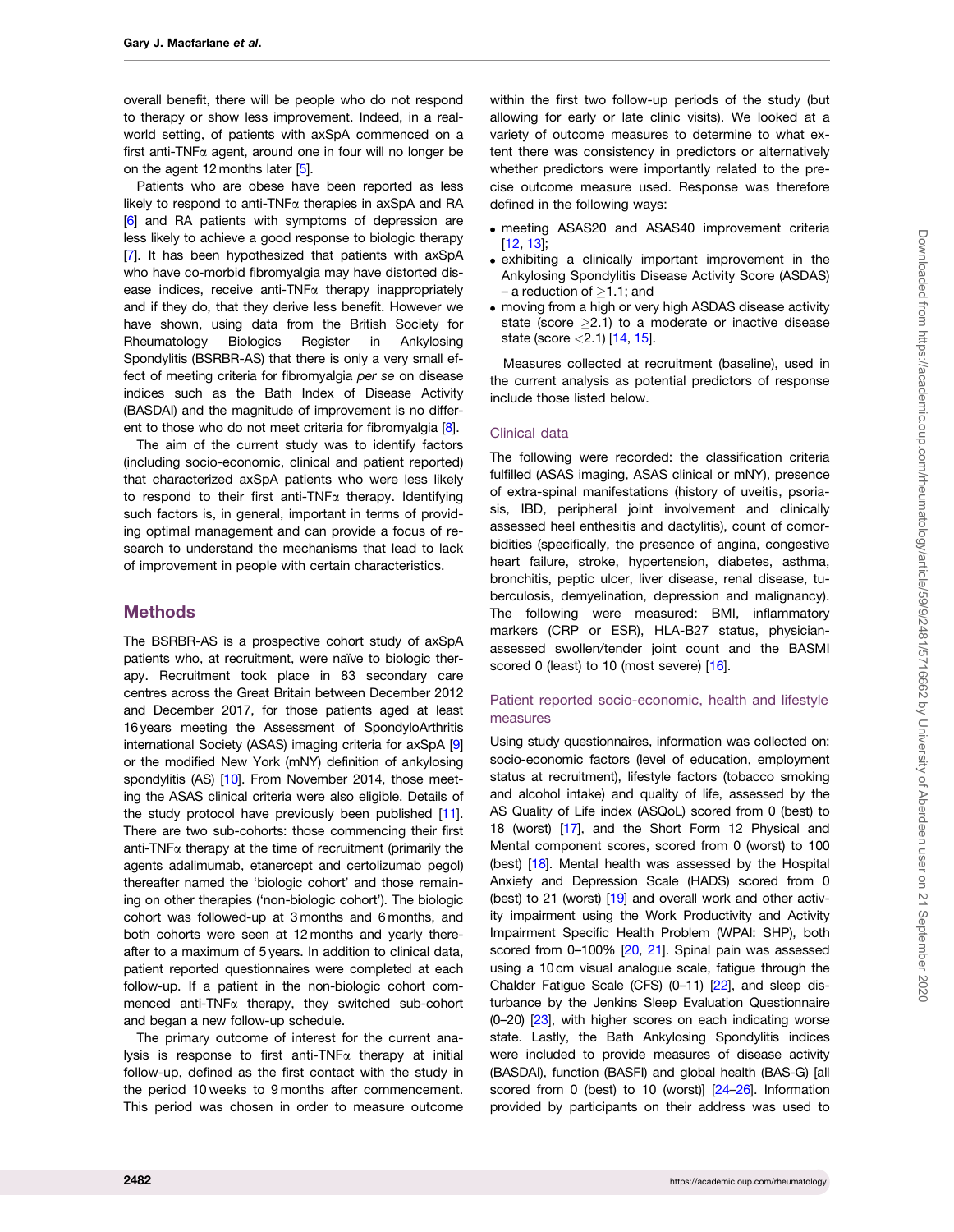overall benefit, there will be people who do not respond to therapy or show less improvement. Indeed, in a real-world setting, of patients with axSpA commenced on a first anti-TNFα agent, around one in four will no longer be on the agent 12 months later [5].

Patients who are obese have been reported as less likely to respond to anti-TNFα therapies in axSpA and RA [6] and RA patients with symptoms of depression are less likely to achieve a good response to biologic therapy [7]. It has been hypothesized that patients with axSpA who have co-morbid fibromyalgia may have distorted disease indices, receive anti-TNFα therapy inappropriately and if they do, that they derive less benefit. However we have shown, using data from the British Society for Rheumatology Biologics Register in Ankylosing Spondylitis (BSRBR-AS) that there is only a very small effect of meeting criteria for fibromyalgia *per se* on disease indices such as the Bath Index of Disease Activity (BASDAI) and the magnitude of improvement is no different to those who do not meet criteria for fibromyalgia [8].

The aim of the current study was to identify factors (including socio-economic, clinical and patient reported) that characterized axSpA patients who were less likely to respond to their first anti-TNFα therapy. Identifying such factors is, in general, important in terms of providing optimal management and can provide a focus of research to understand the mechanisms that lead to lack of improvement in people with certain characteristics.

## Methods

The BSRBR-AS is a prospective cohort study of axSpA patients who, at recruitment, were naïve to biologic therapy. Recruitment took place in 83 secondary care centres across the Great Britain between December 2012 and December 2017, for those patients aged at least 16 years meeting the Assessment of SpondyloArthritis international Society (ASAS) imaging criteria for axSpA [9] or the modified New York (mNY) definition of ankylosing spondylitis (AS) [10]. From November 2014, those meeting the ASAS clinical criteria were also eligible. Details of the study protocol have previously been published [11]. There are two sub-cohorts: those commencing their first anti-TNFα therapy at the time of recruitment (primarily the agents adalimumab, etanercept and certolizumab pegol) thereafter named the 'biologic cohort' and those remaining on other therapies ('non-biologic cohort'). The biologic cohort was followed-up at 3 months and 6 months, and both cohorts were seen at 12 months and yearly thereafter to a maximum of 5 years. In addition to clinical data, patient reported questionnaires were completed at each follow-up. If a patient in the non-biologic cohort commenced anti-TNFα therapy, they switched sub-cohort and began a new follow-up schedule.

The primary outcome of interest for the current analysis is response to first anti-TNFα therapy at initial follow-up, defined as the first contact with the study in the period 10 weeks to 9 months after commencement. This period was chosen in order to measure outcome within the first two follow-up periods of the study (but allowing for early or late clinic visits). We looked at a variety of outcome measures to determine to what extent there was consistency in predictors or alternatively whether predictors were importantly related to the precise outcome measure used. Response was therefore defined in the following ways:

- meeting ASAS20 and ASAS40 improvement criteria [12, 13];
- exhibiting a clinically important improvement in the Ankylosing Spondylitis Disease Activity Score (ASDAS) – a reduction of $\geq$1.1; and
- moving from a high or very high ASDAS disease activity state (score $\geq$2.1) to a moderate or inactive disease state (score <2.1) [14, 15].

Measures collected at recruitment (baseline), used in the current analysis as potential predictors of response include those listed below.

### Clinical data

The following were recorded: the classification criteria fulfilled (ASAS imaging, ASAS clinical or mNY), presence of extra-spinal manifestations (history of uveitis, psoriasis, IBD, peripheral joint involvement and clinically assessed heel enthesitis and dactylitis), count of comorbidities (specifically, the presence of angina, congestive heart failure, stroke, hypertension, diabetes, asthma, bronchitis, peptic ulcer, liver disease, renal disease, tuberculosis, demyelination, depression and malignancy). The following were measured: BMI, inflammatory markers (CRP or ESR), HLA-B27 status, physician-assessed swollen/tender joint count and the BASMI scored 0 (least) to 10 (most severe) [16].

### Patient reported socio-economic, health and lifestyle measures

Using study questionnaires, information was collected on: socio-economic factors (level of education, employment status at recruitment), lifestyle factors (tobacco smoking and alcohol intake) and quality of life, assessed by the AS Quality of Life index (ASQoL) scored from 0 (best) to 18 (worst) [17], and the Short Form 12 Physical and Mental component scores, scored from 0 (worst) to 100 (best) [18]. Mental health was assessed by the Hospital Anxiety and Depression Scale (HADS) scored from 0 (best) to 21 (worst) [19] and overall work and other activity impairment using the Work Productivity and Activity Impairment Specific Health Problem (WPAI: SHP), both scored from 0–100% [20, 21]. Spinal pain was assessed using a 10 cm visual analogue scale, fatigue through the Chalder Fatigue Scale (CFS) (0–11) [22], and sleep disturbance by the Jenkins Sleep Evaluation Questionnaire (0–20) [23], with higher scores on each indicating worse state. Lastly, the Bath Ankylosing Spondylitis indices were included to provide measures of disease activity (BASDAI), function (BASFI) and global health (BAS-G) [all scored from 0 (best) to 10 (worst)] [24–26]. Information provided by participants on their address was used to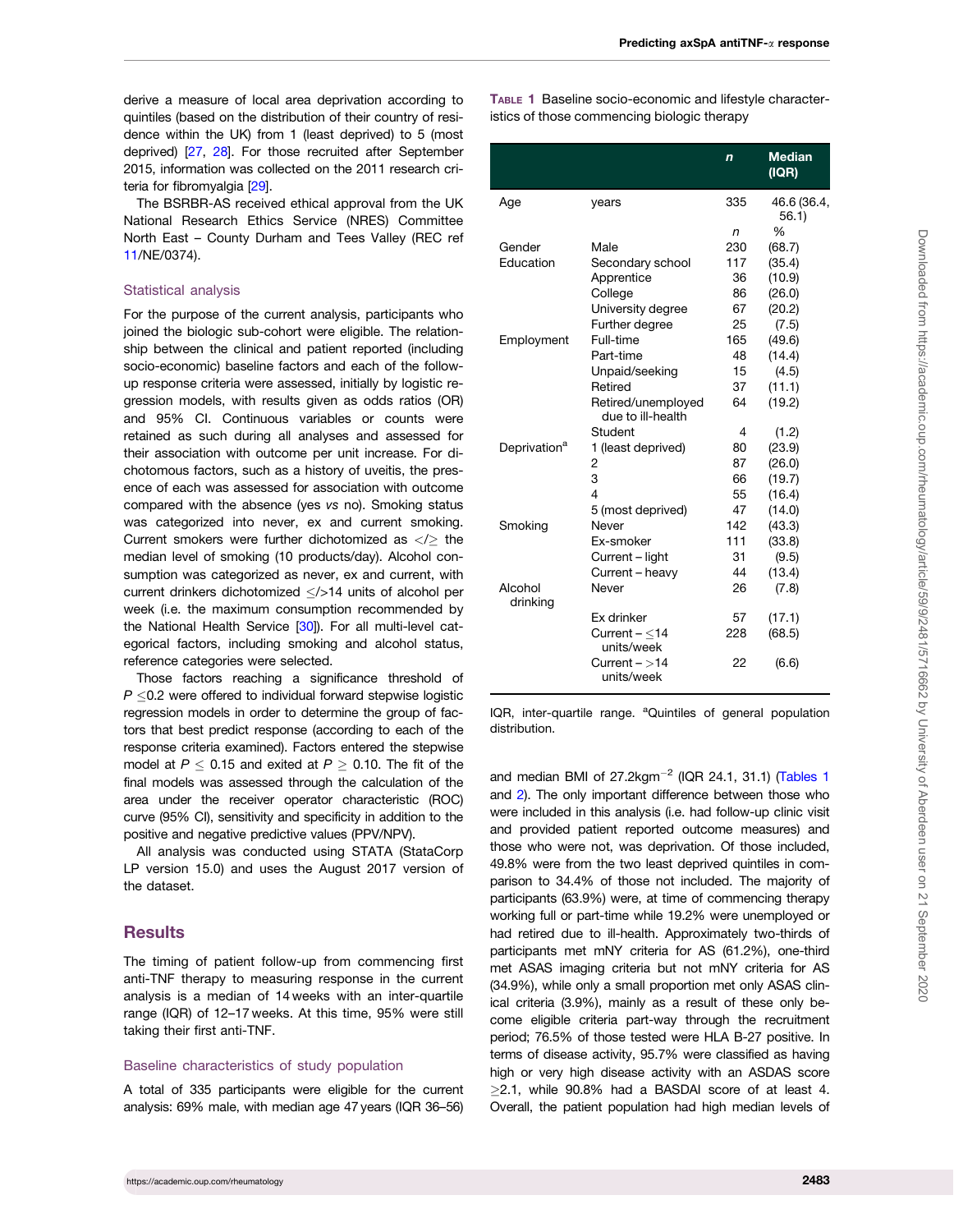derive a measure of local area deprivation according to quintiles (based on the distribution of their country of residence within the UK) from 1 (least deprived) to 5 (most deprived) [27, 28]. For those recruited after September 2015, information was collected on the 2011 research criteria for fibromyalgia [29].

The BSRBR-AS received ethical approval from the UK National Research Ethics Service (NRES) Committee North East – County Durham and Tees Valley (REC ref 11/NE/0374).

### Statistical analysis

For the purpose of the current analysis, participants who joined the biologic sub-cohort were eligible. The relationship between the clinical and patient reported (including socio-economic) baseline factors and each of the follow-up response criteria were assessed, initially by logistic regression models, with results given as odds ratios (OR) and 95% CI. Continuous variables or counts were retained as such during all analyses and assessed for their association with outcome per unit increase. For dichotomous factors, such as a history of uveitis, the presence of each was assessed for association with outcome compared with the absence (yes *vs* no). Smoking status was categorized into never, ex and current smoking. Current smokers were further dichotomized as $</\geq$ the median level of smoking (10 products/day). Alcohol consumption was categorized as never, ex and current, with current drinkers dichotomized $\leq/>$14 units of alcohol per week (i.e. the maximum consumption recommended by the National Health Service [30]). For all multi-level categorical factors, including smoking and alcohol status, reference categories were selected.

Those factors reaching a significance threshold of $P \leq 0.2$ were offered to individual forward stepwise logistic regression models in order to determine the group of factors that best predict response (according to each of the response criteria examined). Factors entered the stepwise model at $P \leq 0.15$ and exited at $P \geq 0.10$. The fit of the final models was assessed through the calculation of the area under the receiver operator characteristic (ROC) curve (95% CI), sensitivity and specificity in addition to the positive and negative predictive values (PPV/NPV).

All analysis was conducted using STATA (StataCorp LP version 15.0) and uses the August 2017 version of the dataset.

## Results

The timing of patient follow-up from commencing first anti-TNF therapy to measuring response in the current analysis is a median of 14 weeks with an inter-quartile range (IQR) of 12–17 weeks. At this time, 95% were still taking their first anti-TNF.

### Baseline characteristics of study population

A total of 335 participants were eligible for the current analysis: 69% male, with median age 47 years (IQR 36–56) and median BMI of 27.2kgm$^{-2}$ (IQR 24.1, 31.1) (Tables 1 and 2). The only important difference between those who were included in this analysis (i.e. had follow-up clinic visit and provided patient reported outcome measures) and those who were not, was deprivation. Of those included, 49.8% were from the two least deprived quintiles in comparison to 34.4% of those not included. The majority of participants (63.9%) were, at time of commencing therapy working full or part-time while 19.2% were unemployed or had retired due to ill-health. Approximately two-thirds of participants met mNY criteria for AS (61.2%), one-third met ASAS imaging criteria but not mNY criteria for AS (34.9%), while only a small proportion met only ASAS clinical criteria (3.9%), mainly as a result of these only become eligible criteria part-way through the recruitment period; 76.5% of those tested were HLA B-27 positive. In terms of disease activity, 95.7% were classified as having high or very high disease activity with an ASDAS score $\geq$2.1, while 90.8% had a BASDAI score of at least 4. Overall, the patient population had high median levels of

**Table 1** Baseline socio-economic and lifestyle characteristics of those commencing biologic therapy

| | | *n* | Median (IQR) |
|---|---|---|---|
| Age | years | 335 | 46.6 (36.4, 56.1) |
| | | *n* | % |
| Gender | Male | 230 | (68.7) |
| Education | Secondary school | 117 | (35.4) |
| | Apprentice | 36 | (10.9) |
| | College | 86 | (26.0) |
| | University degree | 67 | (20.2) |
| | Further degree | 25 | (7.5) |
| Employment | Full-time | 165 | (49.6) |
| | Part-time | 48 | (14.4) |
| | Unpaid/seeking | 15 | (4.5) |
| | Retired | 37 | (11.1) |
| | Retired/unemployed due to ill-health | 64 | (19.2) |
| | Student | 4 | (1.2) |
| Deprivation[a] | 1 (least deprived) | 80 | (23.9) |
| | 2 | 87 | (26.0) |
| | 3 | 66 | (19.7) |
| | 4 | 55 | (16.4) |
| | 5 (most deprived) | 47 | (14.0) |
| Smoking | Never | 142 | (43.3) |
| | Ex-smoker | 111 | (33.8) |
| | Current – light | 31 | (9.5) |
| | Current – heavy | 44 | (13.4) |
| Alcohol drinking | Never | 26 | (7.8) |
| | Ex drinker | 57 | (17.1) |
| | Current – $\leq$14 units/week | 228 | (68.5) |
| | Current – >14 units/week | 22 | (6.6) |

IQR, inter-quartile range. [a]Quintiles of general population distribution.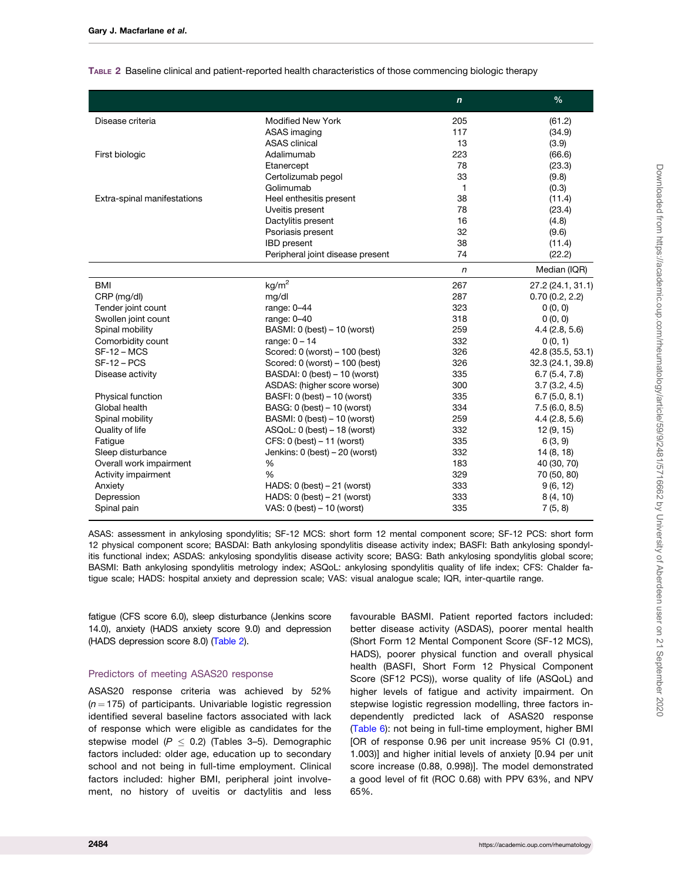TABLE 2 Baseline clinical and patient-reported health characteristics of those commencing biologic therapy

| | | *n* | % |
|---|---|---|---|
| Disease criteria | Modified New York | 205 | (61.2) |
| | ASAS imaging | 117 | (34.9) |
| | ASAS clinical | 13 | (3.9) |
| First biologic | Adalimumab | 223 | (66.6) |
| | Etanercept | 78 | (23.3) |
| | Certolizumab pegol | 33 | (9.8) |
| | Golimumab | 1 | (0.3) |
| Extra-spinal manifestations | Heel enthesitis present | 38 | (11.4) |
| | Uveitis present | 78 | (23.4) |
| | Dactylitis present | 16 | (4.8) |
| | Psoriasis present | 32 | (9.6) |
| | IBD present | 38 | (11.4) |
| | Peripheral joint disease present | 74 | (22.2) |
| | | *n* | Median (IQR) |
| BMI | $kg/m^2$ | 267 | 27.2 (24.1, 31.1) |
| CRP (mg/dl) | mg/dl | 287 | 0.70 (0.2, 2.2) |
| Tender joint count | range: 0–44 | 323 | 0 (0, 0) |
| Swollen joint count | range: 0–40 | 318 | 0 (0, 0) |
| Spinal mobility | BASMI: 0 (best) – 10 (worst) | 259 | 4.4 (2.8, 5.6) |
| Comorbidity count | range: 0 – 14 | 332 | 0 (0, 1) |
| SF-12 – MCS | Scored: 0 (worst) – 100 (best) | 326 | 42.8 (35.5, 53.1) |
| SF-12 – PCS | Scored: 0 (worst) – 100 (best) | 326 | 32.3 (24.1, 39.8) |
| Disease activity | BASDAI: 0 (best) – 10 (worst) | 335 | 6.7 (5.4, 7.8) |
| | ASDAS: (higher score worse) | 300 | 3.7 (3.2, 4.5) |
| Physical function | BASFI: 0 (best) – 10 (worst) | 335 | 6.7 (5.0, 8.1) |
| Global health | BASG: 0 (best) – 10 (worst) | 334 | 7.5 (6.0, 8.5) |
| Spinal mobility | BASMI: 0 (best) – 10 (worst) | 259 | 4.4 (2.8, 5.6) |
| Quality of life | ASQoL: 0 (best) – 18 (worst) | 332 | 12 (9, 15) |
| Fatigue | CFS: 0 (best) – 11 (worst) | 335 | 6 (3, 9) |
| Sleep disturbance | Jenkins: 0 (best) – 20 (worst) | 332 | 14 (8, 18) |
| Overall work impairment | % | 183 | 40 (30, 70) |
| Activity impairment | % | 329 | 70 (50, 80) |
| Anxiety | HADS: 0 (best) – 21 (worst) | 333 | 9 (6, 12) |
| Depression | HADS: 0 (best) – 21 (worst) | 333 | 8 (4, 10) |
| Spinal pain | VAS: 0 (best) – 10 (worst) | 335 | 7 (5, 8) |

ASAS: assessment in ankylosing spondylitis; SF-12 MCS: short form 12 mental component score; SF-12 PCS: short form 12 physical component score; BASDAI: Bath ankylosing spondylitis disease activity index; BASFI: Bath ankylosing spondylitis functional index; ASDAS: ankylosing spondylitis disease activity score; BASG: Bath ankylosing spondylitis global score; BASMI: Bath ankylosing spondylitis metrology index; ASQoL: ankylosing spondylitis quality of life index; CFS: Chalder fatigue scale; HADS: hospital anxiety and depression scale; VAS: visual analogue scale; IQR, inter-quartile range.

fatigue (CFS score 6.0), sleep disturbance (Jenkins score 14.0), anxiety (HADS anxiety score 9.0) and depression (HADS depression score 8.0) (Table 2).

### Predictors of meeting ASAS20 response

ASAS20 response criteria was achieved by 52% ($n = 175$) of participants. Univariable logistic regression identified several baseline factors associated with lack of response which were eligible as candidates for the stepwise model ($P \leq 0.2$) (Tables 3–5). Demographic factors included: older age, education up to secondary school and not being in full-time employment. Clinical factors included: higher BMI, peripheral joint involvement, no history of uveitis or dactylitis and less favourable BASMI. Patient reported factors included: better disease activity (ASDAS), poorer mental health (Short Form 12 Mental Component Score (SF-12 MCS), HADS), poorer physical function and overall physical health (BASFI, Short Form 12 Physical Component Score (SF12 PCS)), worse quality of life (ASQoL) and higher levels of fatigue and activity impairment. On stepwise logistic regression modelling, three factors independently predicted lack of ASAS20 response (Table 6): not being in full-time employment, higher BMI [OR of response 0.96 per unit increase 95% CI (0.91, 1.003)] and higher initial levels of anxiety [0.94 per unit score increase (0.88, 0.998)]. The model demonstrated a good level of fit (ROC 0.68) with PPV 63%, and NPV 65%.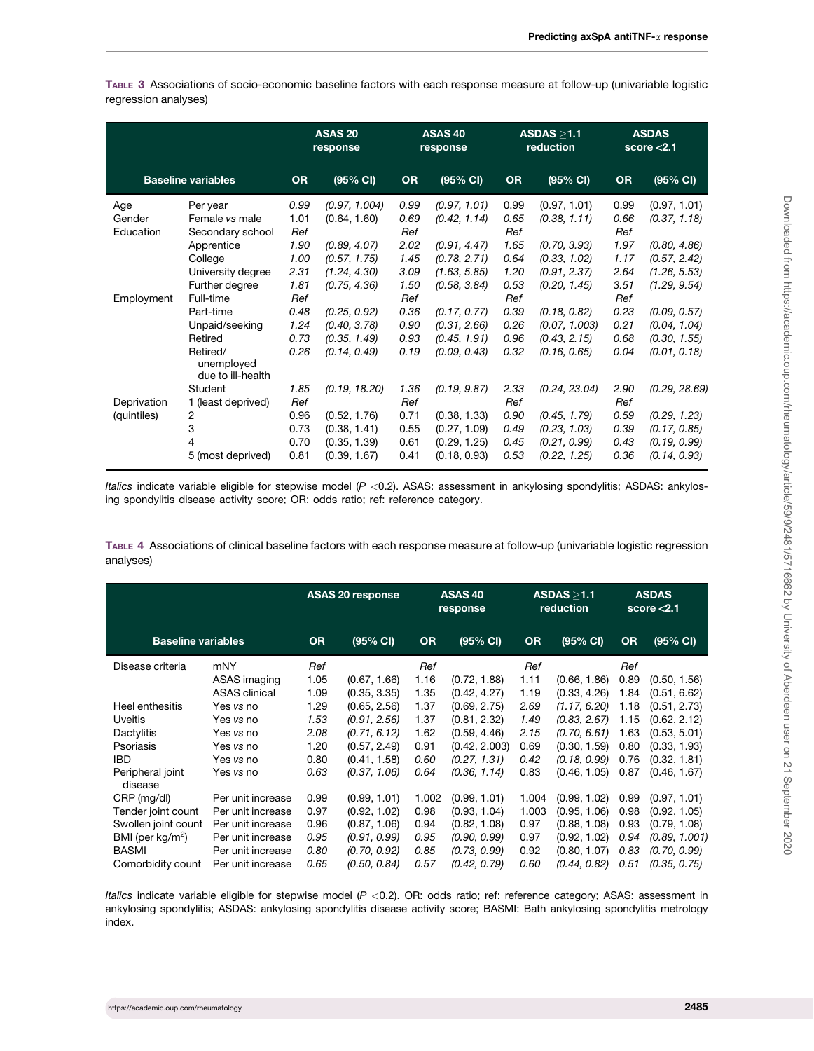**Table 3** Associations of socio-economic baseline factors with each response measure at follow-up (univariable logistic regression analyses)

| Baseline variables | | ASAS 20 response | | ASAS 40 response | | ASDAS ≥1.1 reduction | | ASDAS score <2.1 | |
|---|---|---|---|---|---|---|---|---|---|
| | | OR | (95% CI) | OR | (95% CI) | OR | (95% CI) | OR | (95% CI) |
| Age | Per year | *0.99* | *(0.97, 1.004)* | *0.99* | *(0.97, 1.01)* | 0.99 | (0.97, 1.01) | 0.99 | (0.97, 1.01) |
| Gender | Female *vs* male | 1.01 | (0.64, 1.60) | *0.69* | *(0.42, 1.14)* | *0.65* | *(0.38, 1.11)* | *0.66* | *(0.37, 1.18)* |
| Education | Secondary school | *Ref* | | *Ref* | | *Ref* | | *Ref* | |
| | Apprentice | *1.90* | *(0.89, 4.07)* | *2.02* | *(0.91, 4.47)* | *1.65* | *(0.70, 3.93)* | *1.97* | *(0.80, 4.86)* |
| | College | *1.00* | *(0.57, 1.75)* | *1.45* | *(0.78, 2.71)* | *0.64* | *(0.33, 1.02)* | *1.17* | *(0.57, 2.42)* |
| | University degree | *2.31* | *(1.24, 4.30)* | *3.09* | *(1.63, 5.85)* | *1.20* | *(0.91, 2.37)* | *2.64* | *(1.26, 5.53)* |
| | Further degree | *1.81* | *(0.75, 4.36)* | *1.50* | *(0.58, 3.84)* | *0.53* | *(0.20, 1.45)* | *3.51* | *(1.29, 9.54)* |
| Employment | Full-time | *Ref* | | *Ref* | | *Ref* | | *Ref* | |
| | Part-time | *0.48* | *(0.25, 0.92)* | *0.36* | *(0.17, 0.77)* | *0.39* | *(0.18, 0.82)* | *0.23* | *(0.09, 0.57)* |
| | Unpaid/seeking | *1.24* | *(0.40, 3.78)* | *0.90* | *(0.31, 2.66)* | *0.26* | *(0.07, 1.003)* | *0.21* | *(0.04, 1.04)* |
| | Retired | *0.73* | *(0.35, 1.49)* | *0.93* | *(0.45, 1.91)* | *0.96* | *(0.43, 2.15)* | *0.68* | *(0.30, 1.55)* |
| | Retired/ unemployed due to ill-health | *0.26* | *(0.14, 0.49)* | *0.19* | *(0.09, 0.43)* | *0.32* | *(0.16, 0.65)* | *0.04* | *(0.01, 0.18)* |
| | Student | *1.85* | *(0.19, 18.20)* | *1.36* | *(0.19, 9.87)* | *2.33* | *(0.24, 23.04)* | *2.90* | *(0.29, 28.69)* |
| Deprivation (quintiles) | 1 (least deprived) | Ref | | Ref | | *Ref* | | *Ref* | |
| | 2 | 0.96 | (0.52, 1.76) | 0.71 | (0.38, 1.33) | *0.90* | *(0.45, 1.79)* | *0.59* | *(0.29, 1.23)* |
| | 3 | 0.73 | (0.38, 1.41) | 0.55 | (0.27, 1.09) | *0.49* | *(0.23, 1.03)* | *0.39* | *(0.17, 0.85)* |
| | 4 | 0.70 | (0.35, 1.39) | 0.61 | (0.29, 1.25) | *0.45* | *(0.21, 0.99)* | *0.43* | *(0.19, 0.99)* |
| | 5 (most deprived) | 0.81 | (0.39, 1.67) | 0.41 | (0.18, 0.93) | *0.53* | *(0.22, 1.25)* | *0.36* | *(0.14, 0.93)* |

*Italics* indicate variable eligible for stepwise model ($P < 0.2$). ASAS: assessment in ankylosing spondylitis; ASDAS: ankylosing spondylitis disease activity score; OR: odds ratio; ref: reference category.

**Table 4** Associations of clinical baseline factors with each response measure at follow-up (univariable logistic regression analyses)

| Baseline variables | | ASAS 20 response | | ASAS 40 response | | ASDAS ≥1.1 reduction | | ASDAS score <2.1 | |
|---|---|---|---|---|---|---|---|---|---|
| | | OR | (95% CI) | OR | (95% CI) | OR | (95% CI) | OR | (95% CI) |
| Disease criteria | mNY | *Ref* | | *Ref* | | *Ref* | | *Ref* | |
| | ASAS imaging | 1.05 | (0.67, 1.66) | 1.16 | (0.72, 1.88) | 1.11 | (0.66, 1.86) | 0.89 | (0.50, 1.56) |
| | ASAS clinical | 1.09 | (0.35, 3.35) | 1.35 | (0.42, 4.27) | 1.19 | (0.33, 4.26) | 1.84 | (0.51, 6.62) |
| Heel enthesitis | Yes *vs* no | 1.29 | (0.65, 2.56) | 1.37 | (0.69, 2.75) | *2.69* | *(1.17, 6.20)* | 1.18 | (0.51, 2.73) |
| Uveitis | Yes *vs* no | *1.53* | *(0.91, 2.56)* | 1.37 | (0.81, 2.32) | *1.49* | *(0.83, 2.67)* | 1.15 | (0.62, 2.12) |
| Dactylitis | Yes *vs* no | *2.08* | *(0.71, 6.12)* | 1.62 | (0.59, 4.46) | *2.15* | *(0.70, 6.61)* | 1.63 | (0.53, 5.01) |
| Psoriasis | Yes *vs* no | 1.20 | (0.57, 2.49) | 0.91 | (0.42, 2.003) | 0.69 | (0.30, 1.59) | 0.80 | (0.33, 1.93) |
| IBD | Yes *vs* no | 0.80 | (0.41, 1.58) | *0.60* | *(0.27, 1.31)* | *0.42* | *(0.18, 0.99)* | 0.76 | (0.32, 1.81) |
| Peripheral joint disease | Yes *vs* no | *0.63* | *(0.37, 1.06)* | *0.64* | *(0.36, 1.14)* | 0.83 | (0.46, 1.05) | 0.87 | (0.46, 1.67) |
| CRP (mg/dl) | Per unit increase | 0.99 | (0.99, 1.01) | 1.002 | (0.99, 1.01) | 1.004 | (0.99, 1.02) | 0.99 | (0.97, 1.01) |
| Tender joint count | Per unit increase | 0.97 | (0.92, 1.02) | 0.98 | (0.93, 1.04) | 1.003 | (0.95, 1.06) | 0.98 | (0.92, 1.05) |
| Swollen joint count | Per unit increase | 0.96 | (0.87, 1.06) | 0.94 | (0.82, 1.08) | 0.97 | (0.88, 1.08) | 0.93 | (0.79, 1.08) |
| BMI (per kg/m$^2$) | Per unit increase | *0.95* | *(0.91, 0.99)* | *0.95* | *(0.90, 0.99)* | 0.97 | (0.92, 1.02) | *0.94* | *(0.89, 1.001)* |
| BASMI | Per unit increase | *0.80* | *(0.70, 0.92)* | *0.85* | *(0.73, 0.99)* | 0.92 | (0.80, 1.07) | *0.83* | *(0.70, 0.99)* |
| Comorbidity count | Per unit increase | *0.65* | *(0.50, 0.84)* | *0.57* | *(0.42, 0.79)* | *0.60* | *(0.44, 0.82)* | *0.51* | *(0.35, 0.75)* |

*Italics* indicate variable eligible for stepwise model ($P < 0.2$). OR: odds ratio; ref: reference category; ASAS: assessment in ankylosing spondylitis; ASDAS: ankylosing spondylitis disease activity score; BASMI: Bath ankylosing spondylitis metrology index.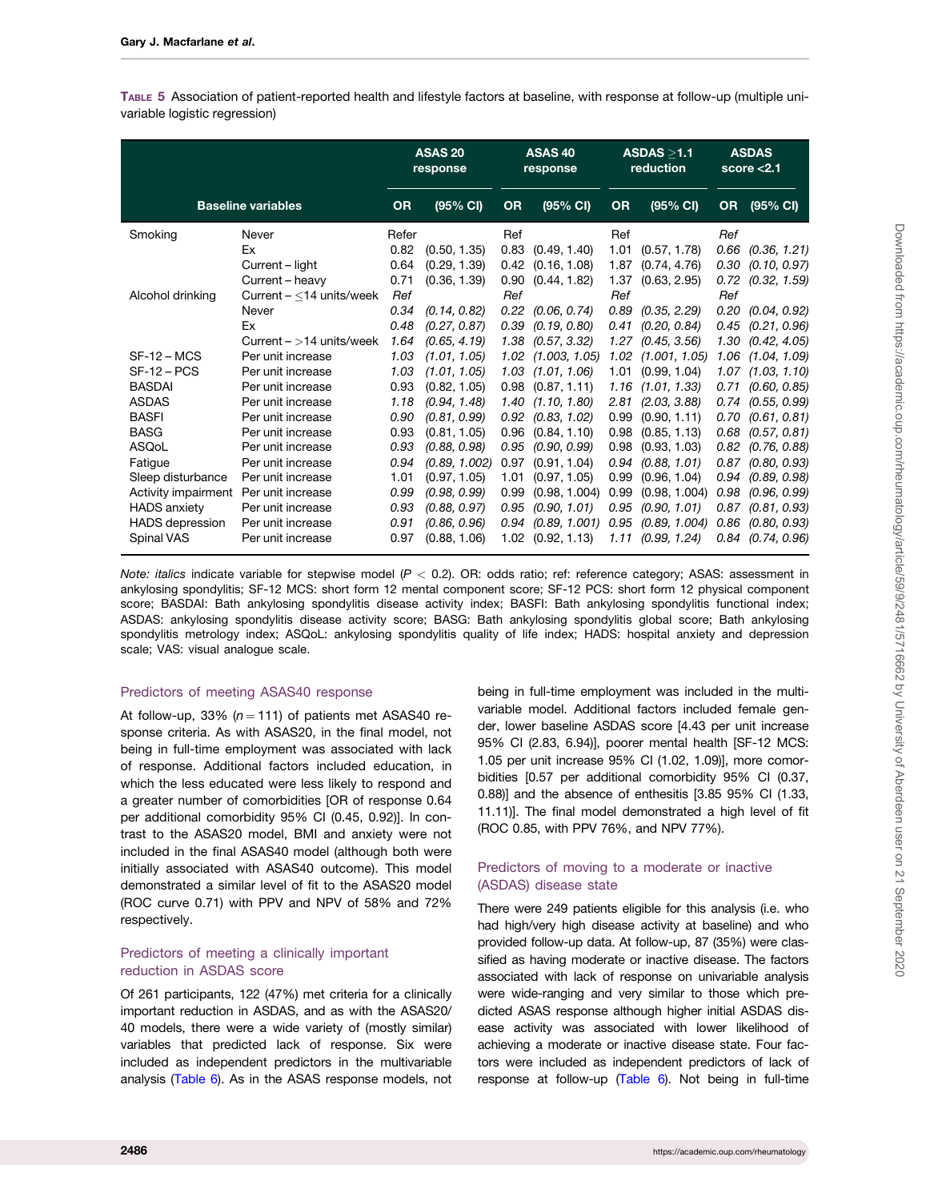**Table 5** Association of patient-reported health and lifestyle factors at baseline, with response at follow-up (multiple univariable logistic regression)

| Baseline variables | | ASAS 20 response | | ASAS 40 response | | ASDAS ≥1.1 reduction | | ASDAS score <2.1 | |
|---|---|---|---|---|---|---|---|---|---|
| | | OR | (95% CI) | OR | (95% CI) | OR | (95% CI) | OR | (95% CI) |
| Smoking | Never | Refer | | Ref | | Ref | | *Ref* | |
| | Ex | 0.82 | (0.50, 1.35) | 0.83 | (0.49, 1.40) | 1.01 | (0.57, 1.78) | *0.66* | *(0.36, 1.21)* |
| | Current – light | 0.64 | (0.29, 1.39) | 0.42 | (0.16, 1.08) | 1.87 | (0.74, 4.76) | *0.30* | *(0.10, 0.97)* |
| | Current – heavy | 0.71 | (0.36, 1.39) | 0.90 | (0.44, 1.82) | 1.37 | (0.63, 2.95) | *0.72* | *(0.32, 1.59)* |
| Alcohol drinking | Current – ≤14 units/week | *Ref* | | *Ref* | | *Ref* | | *Ref* | |
| | Never | *0.34* | *(0.14, 0.82)* | *0.22* | *(0.06, 0.74)* | *0.89* | *(0.35, 2.29)* | *0.20* | *(0.04, 0.92)* |
| | Ex | *0.48* | *(0.27, 0.87)* | *0.39* | *(0.19, 0.80)* | *0.41* | *(0.20, 0.84)* | *0.45* | *(0.21, 0.96)* |
| | Current – >14 units/week | *1.64* | *(0.65, 4.19)* | *1.38* | *(0.57, 3.32)* | *1.27* | *(0.45, 3.56)* | *1.30* | *(0.42, 4.05)* |
| SF-12 – MCS | Per unit increase | *1.03* | *(1.01, 1.05)* | *1.02* | *(1.003, 1.05)* | *1.02* | *(1.001, 1.05)* | *1.06* | *(1.04, 1.09)* |
| SF-12 – PCS | Per unit increase | *1.03* | *(1.01, 1.05)* | *1.03* | *(1.01, 1.06)* | 1.01 | (0.99, 1.04) | *1.07* | *(1.03, 1.10)* |
| BASDAI | Per unit increase | 0.93 | (0.82, 1.05) | 0.98 | (0.87, 1.11) | *1.16* | *(1.01, 1.33)* | *0.71* | *(0.60, 0.85)* |
| ASDAS | Per unit increase | *1.18* | *(0.94, 1.48)* | *1.40* | *(1.10, 1.80)* | *2.81* | *(2.03, 3.88)* | *0.74* | *(0.55, 0.99)* |
| BASFI | Per unit increase | *0.90* | *(0.81, 0.99)* | *0.92* | *(0.83, 1.02)* | 0.99 | (0.90, 1.11) | *0.70* | *(0.61, 0.81)* |
| BASG | Per unit increase | 0.93 | (0.81, 1.05) | 0.96 | (0.84, 1.10) | 0.98 | (0.85, 1.13) | *0.68* | *(0.57, 0.81)* |
| ASQoL | Per unit increase | *0.93* | *(0.88, 0.98)* | *0.95* | *(0.90, 0.99)* | 0.98 | (0.93, 1.03) | *0.82* | *(0.76, 0.88)* |
| Fatigue | Per unit increase | *0.94* | *(0.89, 1.002)* | 0.97 | (0.91, 1.04) | *0.94* | *(0.88, 1.01)* | *0.87* | *(0.80, 0.93)* |
| Sleep disturbance | Per unit increase | 1.01 | (0.97, 1.05) | 1.01 | (0.97, 1.05) | 0.99 | (0.96, 1.04) | *0.94* | *(0.89, 0.98)* |
| Activity impairment | Per unit increase | *0.99* | *(0.98, 0.99)* | 0.99 | (0.98, 1.004) | 0.99 | (0.98, 1.004) | *0.98* | *(0.96, 0.99)* |
| HADS anxiety | Per unit increase | *0.93* | *(0.88, 0.97)* | *0.95* | *(0.90, 1.01)* | *0.95* | *(0.90, 1.01)* | *0.87* | *(0.81, 0.93)* |
| HADS depression | Per unit increase | *0.91* | *(0.86, 0.96)* | *0.94* | *(0.89, 1.001)* | *0.95* | *(0.89, 1.004)* | *0.86* | *(0.80, 0.93)* |
| Spinal VAS | Per unit increase | 0.97 | (0.88, 1.06) | 1.02 | (0.92, 1.13) | *1.11* | *(0.99, 1.24)* | *0.84* | *(0.74, 0.96)* |

*Note*: *italics* indicate variable for stepwise model ($P < 0.2$). OR: odds ratio; ref: reference category; ASAS: assessment in ankylosing spondylitis; SF-12 MCS: short form 12 mental component score; SF-12 PCS: short form 12 physical component score; BASDAI: Bath ankylosing spondylitis disease activity index; BASFI: Bath ankylosing spondylitis functional index; ASDAS: ankylosing spondylitis disease activity score; BASG: Bath ankylosing spondylitis global score; Bath ankylosing spondylitis metrology index; ASQoL: ankylosing spondylitis quality of life index; HADS: hospital anxiety and depression scale; VAS: visual analogue scale.

### Predictors of meeting ASAS40 response

At follow-up, 33% ($n = 111$) of patients met ASAS40 response criteria. As with ASAS20, in the final model, not being in full-time employment was associated with lack of response. Additional factors included education, in which the less educated were less likely to respond and a greater number of comorbidities [OR of response 0.64 per additional comorbidity 95% CI (0.45, 0.92)]. In contrast to the ASAS20 model, BMI and anxiety were not included in the final ASAS40 model (although both were initially associated with ASAS40 outcome). This model demonstrated a similar level of fit to the ASAS20 model (ROC curve 0.71) with PPV and NPV of 58% and 72% respectively.

### Predictors of meeting a clinically important reduction in ASDAS score

Of 261 participants, 122 (47%) met criteria for a clinically important reduction in ASDAS, and as with the ASAS20/40 models, there were a wide variety of (mostly similar) variables that predicted lack of response. Six were included as independent predictors in the multivariable analysis (Table 6). As in the ASAS response models, not being in full-time employment was included in the multivariable model. Additional factors included female gender, lower baseline ASDAS score [4.43 per unit increase 95% CI (2.83, 6.94)], poorer mental health [SF-12 MCS: 1.05 per unit increase 95% CI (1.02, 1.09)], more comorbidities [0.57 per additional comorbidity 95% CI (0.37, 0.88)] and the absence of enthesitis [3.85 95% CI (1.33, 11.11)]. The final model demonstrated a high level of fit (ROC 0.85, with PPV 76%, and NPV 77%).

### Predictors of moving to a moderate or inactive (ASDAS) disease state

There were 249 patients eligible for this analysis (i.e. who had high/very high disease activity at baseline) and who provided follow-up data. At follow-up, 87 (35%) were classified as having moderate or inactive disease. The factors associated with lack of response on univariable analysis were wide-ranging and very similar to those which predicted ASAS response although higher initial ASDAS disease activity was associated with lower likelihood of achieving a moderate or inactive disease state. Four factors were included as independent predictors of lack of response at follow-up (Table 6). Not being in full-time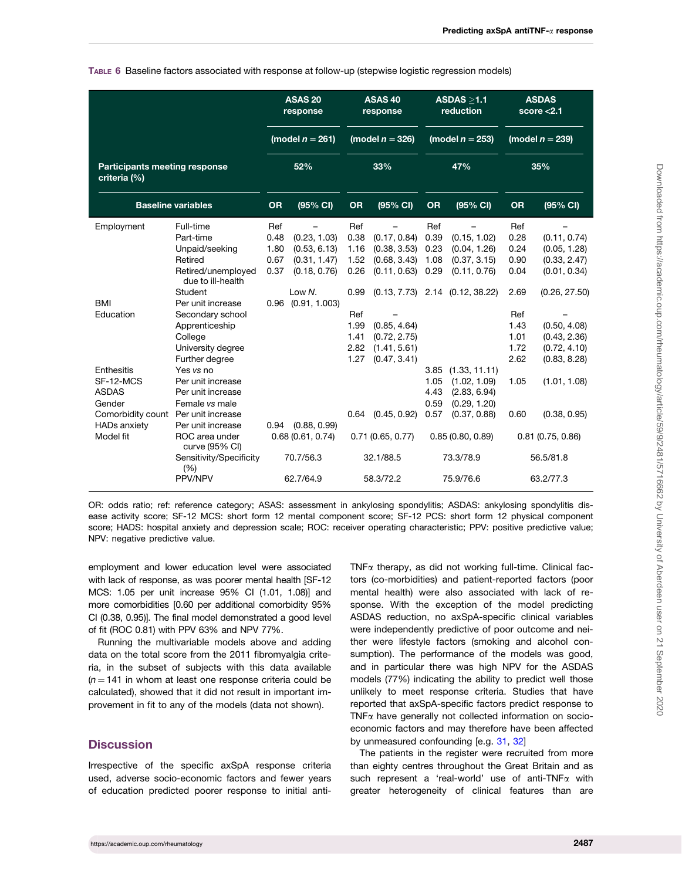Table 6 Baseline factors associated with response at follow-up (stepwise logistic regression models)

| | | ASAS 20 response | | ASAS 40 response | | ASDAS ≥1.1 reduction | | ASDAS score <2.1 | |
|---|---|---|---|---|---|---|---|---|---|
| | | (model $n = 261$) | | (model $n = 326$) | | (model $n = 253$) | | (model $n = 239$) | |
| **Participants meeting response criteria (%)** | | 52% | | 33% | | 47% | | 35% | |
| **Baseline variables** | | **OR** | **(95% CI)** | **OR** | **(95% CI)** | **OR** | **(95% CI)** | **OR** | **(95% CI)** |
| Employment | Full-time | Ref | – | Ref | – | Ref | – | Ref | – |
| | Part-time | 0.48 | (0.23, 1.03) | 0.38 | (0.17, 0.84) | 0.39 | (0.15, 1.02) | 0.28 | (0.11, 0.74) |
| | Unpaid/seeking | 1.80 | (0.53, 6.13) | 1.16 | (0.38, 3.53) | 0.23 | (0.04, 1.26) | 0.24 | (0.05, 1.28) |
| | Retired | 0.67 | (0.31, 1.47) | 1.52 | (0.68, 3.43) | 1.08 | (0.37, 3.15) | 0.90 | (0.33, 2.47) |
| | Retired/unemployed due to ill-health | 0.37 | (0.18, 0.76) | 0.26 | (0.11, 0.63) | 0.29 | (0.11, 0.76) | 0.04 | (0.01, 0.34) |
| | Student | Low *N*. | | 0.99 | (0.13, 7.73) | 2.14 | (0.12, 38.22) | 2.69 | (0.26, 27.50) |
| BMI | Per unit increase | 0.96 | (0.91, 1.003) | | | | | | |
| Education | Secondary school | | | Ref | – | | | Ref | – |
| | Apprenticeship | | | 1.99 | (0.85, 4.64) | | | 1.43 | (0.50, 4.08) |
| | College | | | 1.41 | (0.72, 2.75) | | | 1.01 | (0.43, 2.36) |
| | University degree | | | 2.82 | (1.41, 5.61) | | | 1.72 | (0.72, 4.10) |
| | Further degree | | | 1.27 | (0.47, 3.41) | | | 2.62 | (0.83, 8.28) |
| Enthesitis | Yes *vs* no | | | | | 3.85 | (1.33, 11.11) | | |
| SF-12-MCS | Per unit increase | | | | | 1.05 | (1.02, 1.09) | 1.05 | (1.01, 1.08) |
| ASDAS | Per unit increase | | | | | 4.43 | (2.83, 6.94) | | |
| Gender | Female *vs* male | | | | | 0.59 | (0.29, 1.20) | | |
| Comorbidity count | Per unit increase | | | 0.64 | (0.45, 0.92) | 0.57 | (0.37, 0.88) | 0.60 | (0.38, 0.95) |
| HADs anxiety | Per unit increase | 0.94 | (0.88, 0.99) | | | | | | |
| Model fit | ROC area under curve (95% CI) | 0.68 (0.61, 0.74) | | 0.71 (0.65, 0.77) | | 0.85 (0.80, 0.89) | | 0.81 (0.75, 0.86) | |
| | Sensitivity/Specificity (%) | 70.7/56.3 | | 32.1/88.5 | | 73.3/78.9 | | 56.5/81.8 | |
| | PPV/NPV | 62.7/64.9 | | 58.3/72.2 | | 75.9/76.6 | | 63.2/77.3 | |

OR: odds ratio; ref: reference category; ASAS: assessment in ankylosing spondylitis; ASDAS: ankylosing spondylitis disease activity score; SF-12 MCS: short form 12 mental component score; SF-12 PCS: short form 12 physical component score; HADS: hospital anxiety and depression scale; ROC: receiver operating characteristic; PPV: positive predictive value; NPV: negative predictive value.

employment and lower education level were associated with lack of response, as was poorer mental health [SF-12 MCS: 1.05 per unit increase 95% CI (1.01, 1.08)] and more comorbidities [0.60 per additional comorbidity 95% CI (0.38, 0.95)]. The final model demonstrated a good level of fit (ROC 0.81) with PPV 63% and NPV 77%.

Running the multivariable models above and adding data on the total score from the 2011 fibromyalgia criteria, in the subset of subjects with this data available ($n = 141$ in whom at least one response criteria could be calculated), showed that it did not result in important improvement in fit to any of the models (data not shown).

## Discussion

Irrespective of the specific axSpA response criteria used, adverse socio-economic factors and fewer years of education predicted poorer response to initial anti-TNFα therapy, as did not working full-time. Clinical factors (co-morbidities) and patient-reported factors (poor mental health) were also associated with lack of response. With the exception of the model predicting ASDAS reduction, no axSpA-specific clinical variables were independently predictive of poor outcome and neither were lifestyle factors (smoking and alcohol consumption). The performance of the models was good, and in particular there was high NPV for the ASDAS models (77%) indicating the ability to predict well those unlikely to meet response criteria. Studies that have reported that axSpA-specific factors predict response to TNFα have generally not collected information on socio-economic factors and may therefore have been affected by unmeasured confounding [e.g. 31, 32]

The patients in the register were recruited from more than eighty centres throughout the Great Britain and as such represent a 'real-world' use of anti-TNFα with greater heterogeneity of clinical features than are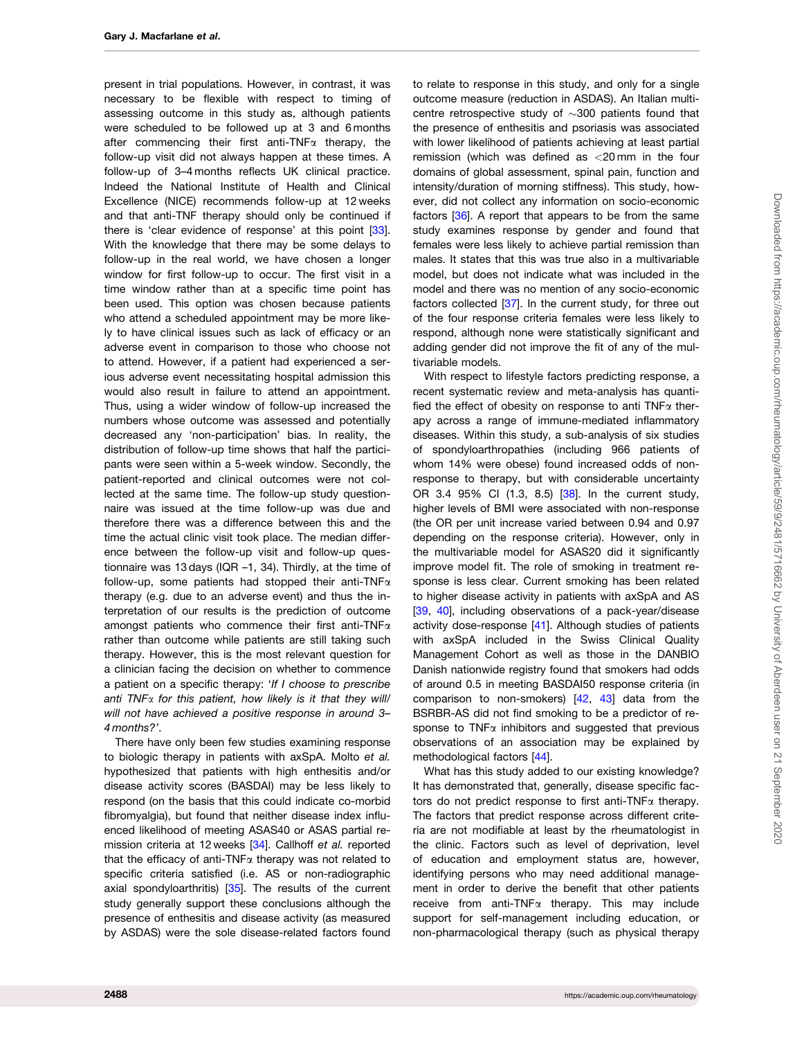present in trial populations. However, in contrast, it was necessary to be flexible with respect to timing of assessing outcome in this study as, although patients were scheduled to be followed up at 3 and 6 months after commencing their first anti-TNFα therapy, the follow-up visit did not always happen at these times. A follow-up of 3–4 months reflects UK clinical practice. Indeed the National Institute of Health and Clinical Excellence (NICE) recommends follow-up at 12 weeks and that anti-TNF therapy should only be continued if there is 'clear evidence of response' at this point [33]. With the knowledge that there may be some delays to follow-up in the real world, we have chosen a longer window for first follow-up to occur. The first visit in a time window rather than at a specific time point has been used. This option was chosen because patients who attend a scheduled appointment may be more likely to have clinical issues such as lack of efficacy or an adverse event in comparison to those who choose not to attend. However, if a patient had experienced a serious adverse event necessitating hospital admission this would also result in failure to attend an appointment. Thus, using a wider window of follow-up increased the numbers whose outcome was assessed and potentially decreased any 'non-participation' bias. In reality, the distribution of follow-up time shows that half the participants were seen within a 5-week window. Secondly, the patient-reported and clinical outcomes were not collected at the same time. The follow-up study questionnaire was issued at the time follow-up was due and therefore there was a difference between this and the time the actual clinic visit took place. The median difference between the follow-up visit and follow-up questionnaire was 13 days (IQR −1, 34). Thirdly, at the time of follow-up, some patients had stopped their anti-TNFα therapy (e.g. due to an adverse event) and thus the interpretation of our results is the prediction of outcome amongst patients who commence their first anti-TNFα rather than outcome while patients are still taking such therapy. However, this is the most relevant question for a clinician facing the decision on whether to commence a patient on a specific therapy: '*If I choose to prescribe anti TNFα for this patient, how likely is it that they will/will not have achieved a positive response in around 3–4 months?*'.

There have only been few studies examining response to biologic therapy in patients with axSpA. Molto *et al.* hypothesized that patients with high enthesitis and/or disease activity scores (BASDAI) may be less likely to respond (on the basis that this could indicate co-morbid fibromyalgia), but found that neither disease index influenced likelihood of meeting ASAS40 or ASAS partial remission criteria at 12 weeks [34]. Callhoff *et al.* reported that the efficacy of anti-TNFα therapy was not related to specific criteria satisfied (i.e. AS or non-radiographic axial spondyloarthritis) [35]. The results of the current study generally support these conclusions although the presence of enthesitis and disease activity (as measured by ASDAS) were the sole disease-related factors found to relate to response in this study, and only for a single outcome measure (reduction in ASDAS). An Italian multicentre retrospective study of ~300 patients found that the presence of enthesitis and psoriasis was associated with lower likelihood of patients achieving at least partial remission (which was defined as <20 mm in the four domains of global assessment, spinal pain, function and intensity/duration of morning stiffness). This study, however, did not collect any information on socio-economic factors [36]. A report that appears to be from the same study examines response by gender and found that females were less likely to achieve partial remission than males. It states that this was true also in a multivariable model, but does not indicate what was included in the model and there was no mention of any socio-economic factors collected [37]. In the current study, for three out of the four response criteria females were less likely to respond, although none were statistically significant and adding gender did not improve the fit of any of the multivariable models.

With respect to lifestyle factors predicting response, a recent systematic review and meta-analysis has quantified the effect of obesity on response to anti TNFα therapy across a range of immune-mediated inflammatory diseases. Within this study, a sub-analysis of six studies of spondyloarthropathies (including 966 patients of whom 14% were obese) found increased odds of non-response to therapy, but with considerable uncertainty OR 3.4 95% CI (1.3, 8.5) [38]. In the current study, higher levels of BMI were associated with non-response (the OR per unit increase varied between 0.94 and 0.97 depending on the response criteria). However, only in the multivariable model for ASAS20 did it significantly improve model fit. The role of smoking in treatment response is less clear. Current smoking has been related to higher disease activity in patients with axSpA and AS [39, 40], including observations of a pack-year/disease activity dose-response [41]. Although studies of patients with axSpA included in the Swiss Clinical Quality Management Cohort as well as those in the DANBIO Danish nationwide registry found that smokers had odds of around 0.5 in meeting BASDAI50 response criteria (in comparison to non-smokers) [42, 43] data from the BSRBR-AS did not find smoking to be a predictor of response to TNFα inhibitors and suggested that previous observations of an association may be explained by methodological factors [44].

What has this study added to our existing knowledge? It has demonstrated that, generally, disease specific factors do not predict response to first anti-TNFα therapy. The factors that predict response across different criteria are not modifiable at least by the rheumatologist in the clinic. Factors such as level of deprivation, level of education and employment status are, however, identifying persons who may need additional management in order to derive the benefit that other patients receive from anti-TNFα therapy. This may include support for self-management including education, or non-pharmacological therapy (such as physical therapy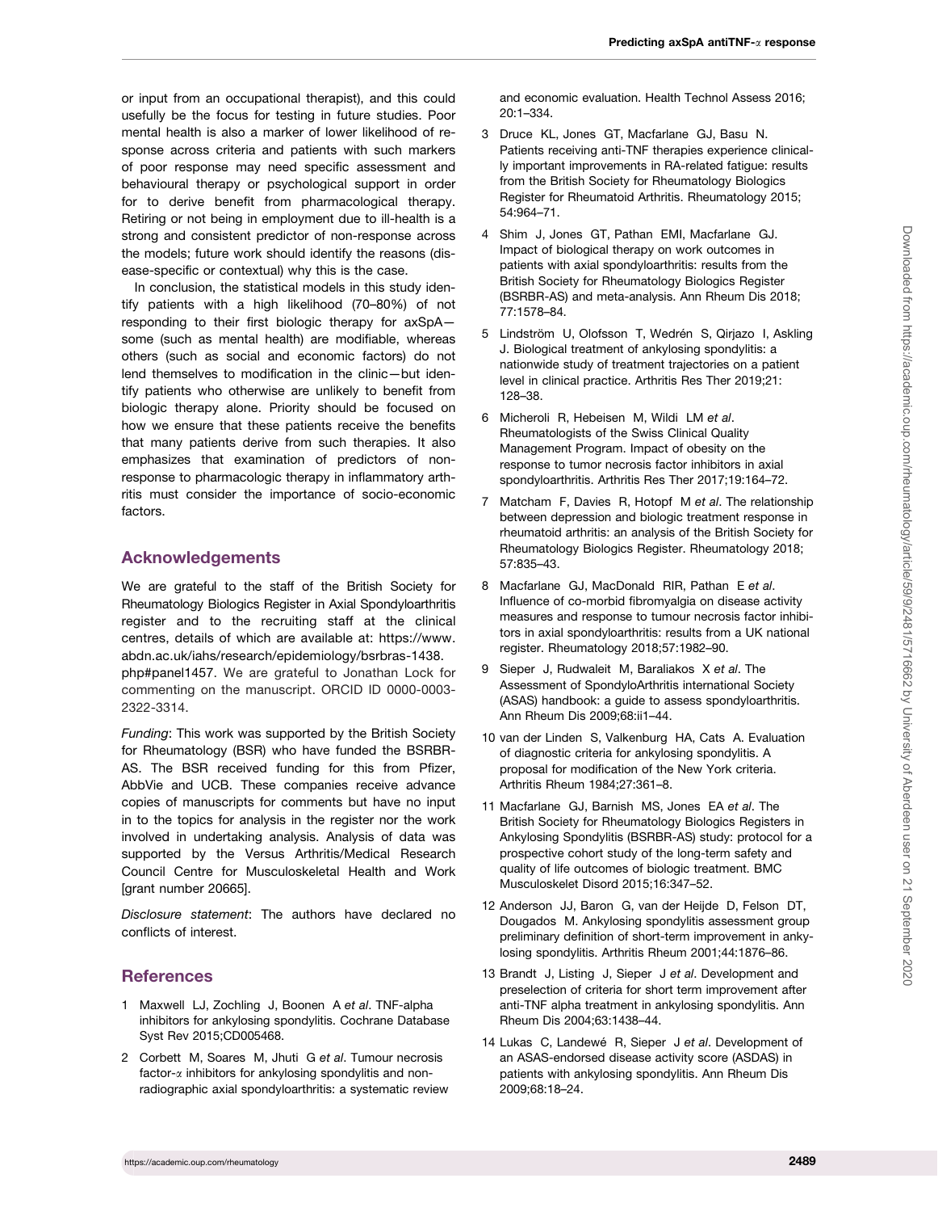or input from an occupational therapist), and this could usefully be the focus for testing in future studies. Poor mental health is also a marker of lower likelihood of response across criteria and patients with such markers of poor response may need specific assessment and behavioural therapy or psychological support in order for to derive benefit from pharmacological therapy. Retiring or not being in employment due to ill-health is a strong and consistent predictor of non-response across the models; future work should identify the reasons (disease-specific or contextual) why this is the case.

In conclusion, the statistical models in this study identify patients with a high likelihood (70–80%) of not responding to their first biologic therapy for axSpA—some (such as mental health) are modifiable, whereas others (such as social and economic factors) do not lend themselves to modification in the clinic—but identify patients who otherwise are unlikely to benefit from biologic therapy alone. Priority should be focused on how we ensure that these patients receive the benefits that many patients derive from such therapies. It also emphasizes that examination of predictors of non-response to pharmacologic therapy in inflammatory arthritis must consider the importance of socio-economic factors.

## Acknowledgements

We are grateful to the staff of the British Society for Rheumatology Biologics Register in Axial Spondyloarthritis register and to the recruiting staff at the clinical centres, details of which are available at: https://www.abdn.ac.uk/iahs/research/epidemiology/bsrbras-1438.php#panel1457. We are grateful to Jonathan Lock for commenting on the manuscript. ORCID ID 0000-0003-2322-3314.

*Funding*: This work was supported by the British Society for Rheumatology (BSR) who have funded the BSRBR-AS. The BSR received funding for this from Pfizer, AbbVie and UCB. These companies receive advance copies of manuscripts for comments but have no input in to the topics for analysis in the register nor the work involved in undertaking analysis. Analysis of data was supported by the Versus Arthritis/Medical Research Council Centre for Musculoskeletal Health and Work [grant number 20665].

*Disclosure statement*: The authors have declared no conflicts of interest.

## References

1. Maxwell LJ, Zochling J, Boonen A *et al*. TNF-alpha inhibitors for ankylosing spondylitis. Cochrane Database Syst Rev 2015;CD005468.
2. Corbett M, Soares M, Jhuti G *et al*. Tumour necrosis factor-$\alpha$ inhibitors for ankylosing spondylitis and non-radiographic axial spondyloarthritis: a systematic review and economic evaluation. Health Technol Assess 2016; 20:1–334.
3. Druce KL, Jones GT, Macfarlane GJ, Basu N. Patients receiving anti-TNF therapies experience clinically important improvements in RA-related fatigue: results from the British Society for Rheumatology Biologics Register for Rheumatoid Arthritis. Rheumatology 2015; 54:964–71.
4. Shim J, Jones GT, Pathan EMI, Macfarlane GJ. Impact of biological therapy on work outcomes in patients with axial spondyloarthritis: results from the British Society for Rheumatology Biologics Register (BSRBR-AS) and meta-analysis. Ann Rheum Dis 2018; 77:1578–84.
5. Lindström U, Olofsson T, Wedrén S, Qirjazo I, Askling J. Biological treatment of ankylosing spondylitis: a nationwide study of treatment trajectories on a patient level in clinical practice. Arthritis Res Ther 2019;21: 128–38.
6. Micheroli R, Hebeisen M, Wildi LM *et al*. Rheumatologists of the Swiss Clinical Quality Management Program. Impact of obesity on the response to tumor necrosis factor inhibitors in axial spondyloarthritis. Arthritis Res Ther 2017;19:164–72.
7. Matcham F, Davies R, Hotopf M *et al*. The relationship between depression and biologic treatment response in rheumatoid arthritis: an analysis of the British Society for Rheumatology Biologics Register. Rheumatology 2018; 57:835–43.
8. Macfarlane GJ, MacDonald RIR, Pathan E *et al*. Influence of co-morbid fibromyalgia on disease activity measures and response to tumour necrosis factor inhibitors in axial spondyloarthritis: results from a UK national register. Rheumatology 2018;57:1982–90.
9. Sieper J, Rudwaleit M, Baraliakos X *et al*. The Assessment of SpondyloArthritis international Society (ASAS) handbook: a guide to assess spondyloarthritis. Ann Rheum Dis 2009;68:ii1–44.
10. van der Linden S, Valkenburg HA, Cats A. Evaluation of diagnostic criteria for ankylosing spondylitis. A proposal for modification of the New York criteria. Arthritis Rheum 1984;27:361–8.
11. Macfarlane GJ, Barnish MS, Jones EA *et al*. The British Society for Rheumatology Biologics Registers in Ankylosing Spondylitis (BSRBR-AS) study: protocol for a prospective cohort study of the long-term safety and quality of life outcomes of biologic treatment. BMC Musculoskelet Disord 2015;16:347–52.
12. Anderson JJ, Baron G, van der Heijde D, Felson DT, Dougados M. Ankylosing spondylitis assessment group preliminary definition of short-term improvement in ankylosing spondylitis. Arthritis Rheum 2001;44:1876–86.
13. Brandt J, Listing J, Sieper J *et al*. Development and preselection of criteria for short term improvement after anti-TNF alpha treatment in ankylosing spondylitis. Ann Rheum Dis 2004;63:1438–44.
14. Lukas C, Landewé R, Sieper J *et al*. Development of an ASAS-endorsed disease activity score (ASDAS) in patients with ankylosing spondylitis. Ann Rheum Dis 2009;68:18–24.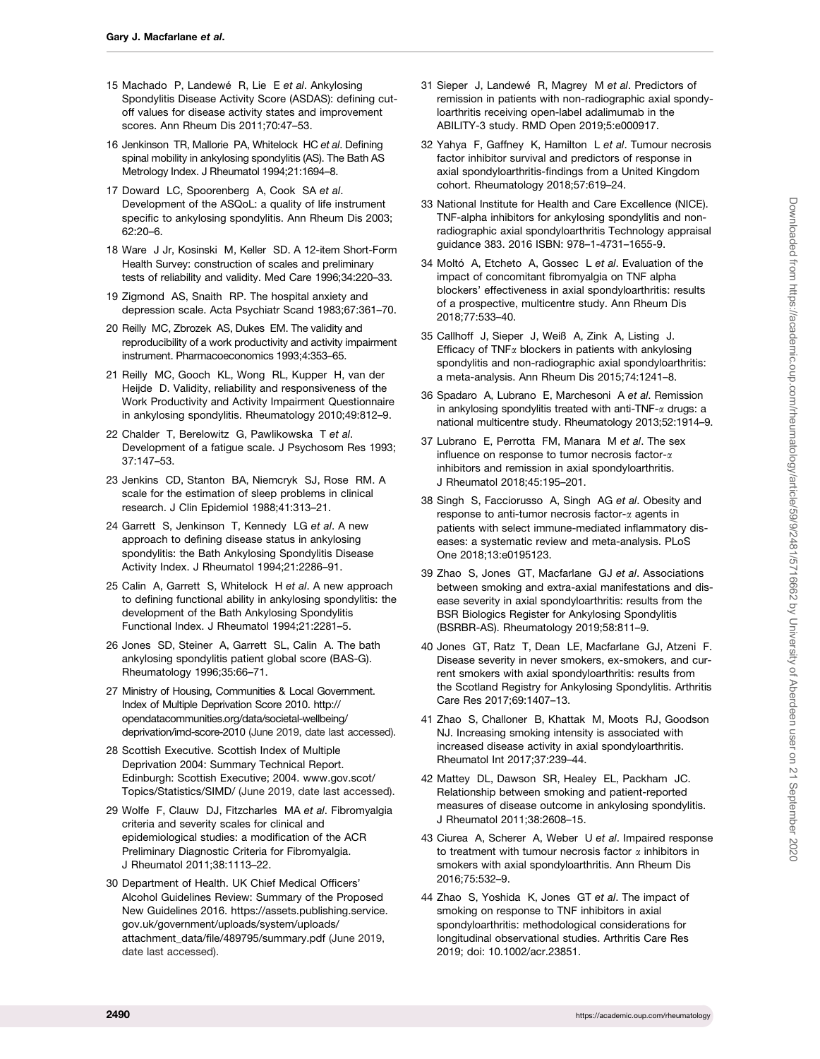15 Machado P, Landewé R, Lie E *et al*. Ankylosing Spondylitis Disease Activity Score (ASDAS): defining cut-off values for disease activity states and improvement scores. Ann Rheum Dis 2011;70:47–53.

16 Jenkinson TR, Mallorie PA, Whitelock HC *et al*. Defining spinal mobility in ankylosing spondylitis (AS). The Bath AS Metrology Index. J Rheumatol 1994;21:1694–8.

17 Doward LC, Spoorenberg A, Cook SA *et al*. Development of the ASQoL: a quality of life instrument specific to ankylosing spondylitis. Ann Rheum Dis 2003; 62:20–6.

18 Ware J Jr, Kosinski M, Keller SD. A 12-item Short-Form Health Survey: construction of scales and preliminary tests of reliability and validity. Med Care 1996;34:220–33.

19 Zigmond AS, Snaith RP. The hospital anxiety and depression scale. Acta Psychiatr Scand 1983;67:361–70.

20 Reilly MC, Zbrozek AS, Dukes EM. The validity and reproducibility of a work productivity and activity impairment instrument. Pharmacoeconomics 1993;4:353–65.

21 Reilly MC, Gooch KL, Wong RL, Kupper H, van der Heijde D. Validity, reliability and responsiveness of the Work Productivity and Activity Impairment Questionnaire in ankylosing spondylitis. Rheumatology 2010;49:812–9.

22 Chalder T, Berelowitz G, Pawlikowska T *et al*. Development of a fatigue scale. J Psychosom Res 1993; 37:147–53.

23 Jenkins CD, Stanton BA, Niemcryk SJ, Rose RM. A scale for the estimation of sleep problems in clinical research. J Clin Epidemiol 1988;41:313–21.

24 Garrett S, Jenkinson T, Kennedy LG *et al*. A new approach to defining disease status in ankylosing spondylitis: the Bath Ankylosing Spondylitis Disease Activity Index. J Rheumatol 1994;21:2286–91.

25 Calin A, Garrett S, Whitelock H *et al*. A new approach to defining functional ability in ankylosing spondylitis: the development of the Bath Ankylosing Spondylitis Functional Index. J Rheumatol 1994;21:2281–5.

26 Jones SD, Steiner A, Garrett SL, Calin A. The bath ankylosing spondylitis patient global score (BAS-G). Rheumatology 1996;35:66–71.

27 Ministry of Housing, Communities & Local Government. Index of Multiple Deprivation Score 2010. http://opendatacommunities.org/data/societal-wellbeing/deprivation/imd-score-2010 (June 2019, date last accessed).

28 Scottish Executive. Scottish Index of Multiple Deprivation 2004: Summary Technical Report. Edinburgh: Scottish Executive; 2004. www.gov.scot/Topics/Statistics/SIMD/ (June 2019, date last accessed).

29 Wolfe F, Clauw DJ, Fitzcharles MA *et al*. Fibromyalgia criteria and severity scales for clinical and epidemiological studies: a modification of the ACR Preliminary Diagnostic Criteria for Fibromyalgia. J Rheumatol 2011;38:1113–22.

30 Department of Health. UK Chief Medical Officers' Alcohol Guidelines Review: Summary of the Proposed New Guidelines 2016. https://assets.publishing.service.gov.uk/government/uploads/system/uploads/attachment_data/file/489795/summary.pdf (June 2019, date last accessed).

31 Sieper J, Landewé R, Magrey M *et al*. Predictors of remission in patients with non-radiographic axial spondyloarthritis receiving open-label adalimumab in the ABILITY-3 study. RMD Open 2019;5:e000917.

32 Yahya F, Gaffney K, Hamilton L *et al*. Tumour necrosis factor inhibitor survival and predictors of response in axial spondyloarthritis-findings from a United Kingdom cohort. Rheumatology 2018;57:619–24.

33 National Institute for Health and Care Excellence (NICE). TNF-alpha inhibitors for ankylosing spondylitis and non-radiographic axial spondyloarthritis Technology appraisal guidance 383. 2016 ISBN: 978–1-4731–1655-9.

34 Moltó A, Etcheto A, Gossec L *et al*. Evaluation of the impact of concomitant fibromyalgia on TNF alpha blockers' effectiveness in axial spondyloarthritis: results of a prospective, multicentre study. Ann Rheum Dis 2018;77:533–40.

35 Callhoff J, Sieper J, Weiß A, Zink A, Listing J. Efficacy of TNF$\alpha$ blockers in patients with ankylosing spondylitis and non-radiographic axial spondyloarthritis: a meta-analysis. Ann Rheum Dis 2015;74:1241–8.

36 Spadaro A, Lubrano E, Marchesoni A *et al*. Remission in ankylosing spondylitis treated with anti-TNF-$\alpha$ drugs: a national multicentre study. Rheumatology 2013;52:1914–9.

37 Lubrano E, Perrotta FM, Manara M *et al*. The sex influence on response to tumor necrosis factor-$\alpha$ inhibitors and remission in axial spondyloarthritis. J Rheumatol 2018;45:195–201.

38 Singh S, Facciorusso A, Singh AG *et al*. Obesity and response to anti-tumor necrosis factor-$\alpha$ agents in patients with select immune-mediated inflammatory diseases: a systematic review and meta-analysis. PLoS One 2018;13:e0195123.

39 Zhao S, Jones GT, Macfarlane GJ *et al*. Associations between smoking and extra-axial manifestations and disease severity in axial spondyloarthritis: results from the BSR Biologics Register for Ankylosing Spondylitis (BSRBR-AS). Rheumatology 2019;58:811–9.

40 Jones GT, Ratz T, Dean LE, Macfarlane GJ, Atzeni F. Disease severity in never smokers, ex-smokers, and current smokers with axial spondyloarthritis: results from the Scotland Registry for Ankylosing Spondylitis. Arthritis Care Res 2017;69:1407–13.

41 Zhao S, Challoner B, Khattak M, Moots RJ, Goodson NJ. Increasing smoking intensity is associated with increased disease activity in axial spondyloarthritis. Rheumatol Int 2017;37:239–44.

42 Mattey DL, Dawson SR, Healey EL, Packham JC. Relationship between smoking and patient-reported measures of disease outcome in ankylosing spondylitis. J Rheumatol 2011;38:2608–15.

43 Ciurea A, Scherer A, Weber U *et al*. Impaired response to treatment with tumour necrosis factor $\alpha$ inhibitors in smokers with axial spondyloarthritis. Ann Rheum Dis 2016;75:532–9.

44 Zhao S, Yoshida K, Jones GT *et al*. The impact of smoking on response to TNF inhibitors in axial spondyloarthritis: methodological considerations for longitudinal observational studies. Arthritis Care Res 2019; doi: 10.1002/acr.23851.